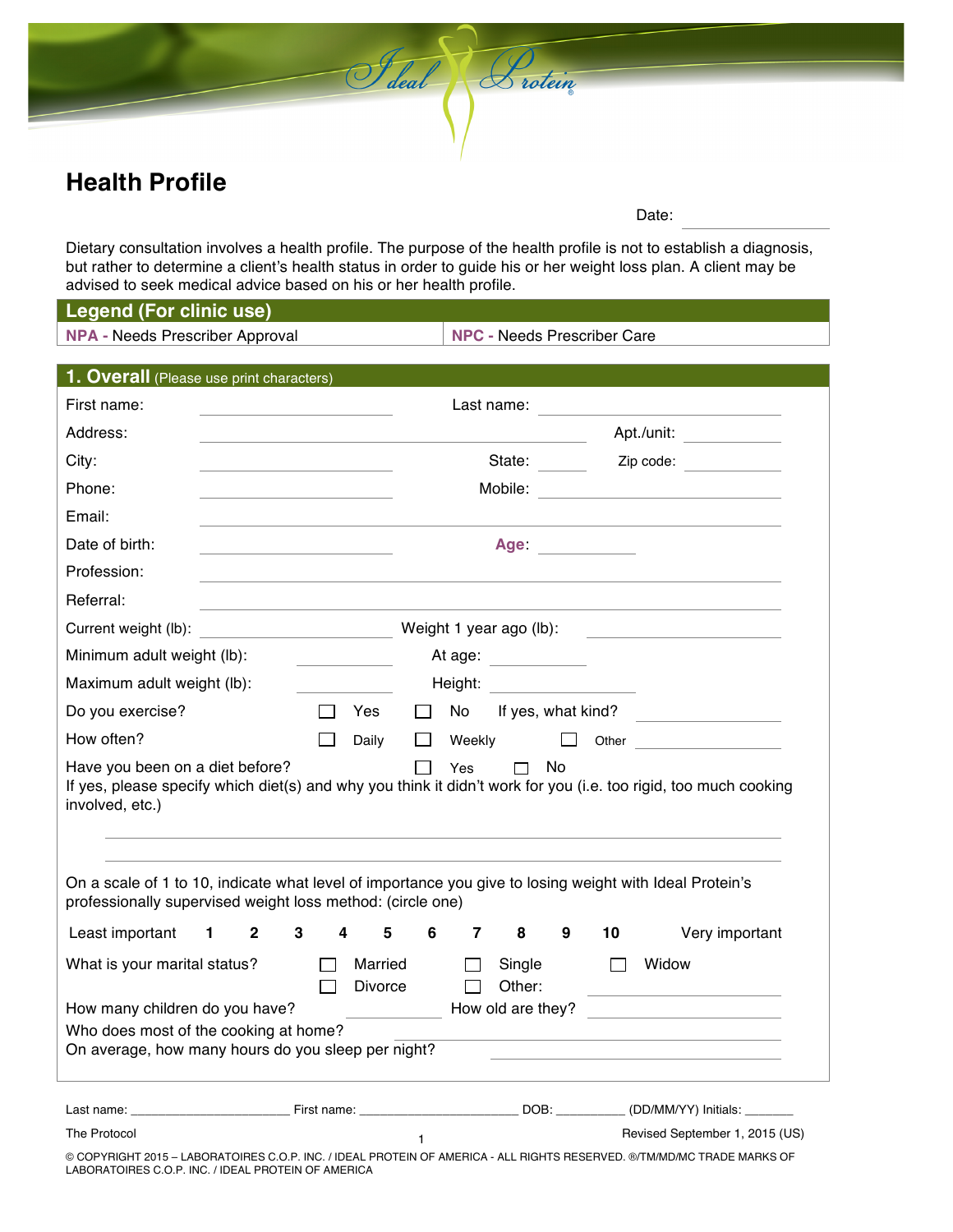Ideal Protein

# Health Profile

Date: ____________

Dietary consultation involves a health profile. The purpose of the health profile is not to establish a diagnosis, but rather to determine a client's health status in order to guide his or her weight loss plan. A client may be advised to seek medical advice based on his or her health profile.

| Legend (For clinic use) | |
|---|---|
| **NPA -** Needs Prescriber Approval | **NPC -** Needs Prescriber Care |

## 1. Overall (Please use print characters)

First name: ____________ Last name: ____________

Address: ____________ Apt./unit: ____________

City: ____________ State: ______ Zip code: ____________

Phone: ____________ Mobile: ____________

Email: ____________

Date of birth: ____________ **Age**: ____________

Profession: ____________

Referral: ____________

Current weight (lb): ____________ Weight 1 year ago (lb): ____________

Minimum adult weight (lb): ____________ At age: ____________

Maximum adult weight (lb): ____________ Height: ____________

Do you exercise? ☐ Yes ☐ No If yes, what kind? ____________

How often? ☐ Daily ☐ Weekly ☐ Other ____________

Have you been on a diet before? ☐ Yes ☐ No

If yes, please specify which diet(s) and why you think it didn't work for you (i.e. too rigid, too much cooking involved, etc.)

____________________________________________

____________________________________________

On a scale of 1 to 10, indicate what level of importance you give to losing weight with Ideal Protein's professionally supervised weight loss method: (circle one)

Least important **1 2 3 4 5 6 7 8 9 10** Very important

What is your marital status? ☐ Married ☐ Single ☐ Widow ☐ Divorce ☐ Other: ____________

How many children do you have? ____________ How old are they? ____________

Who does most of the cooking at home? ____________

On average, how many hours do you sleep per night? ____________

Last name: ____________ First name: ____________ DOB: ____________ (DD/MM/YY) Initials: ________

The Protocol

Revised September 1, 2015 (US)

© COPYRIGHT 2015 – LABORATOIRES C.O.P. INC. / IDEAL PROTEIN OF AMERICA - ALL RIGHTS RESERVED. ®/TM/MD/MC TRADE MARKS OF LABORATOIRES C.O.P. INC. / IDEAL PROTEIN OF AMERICA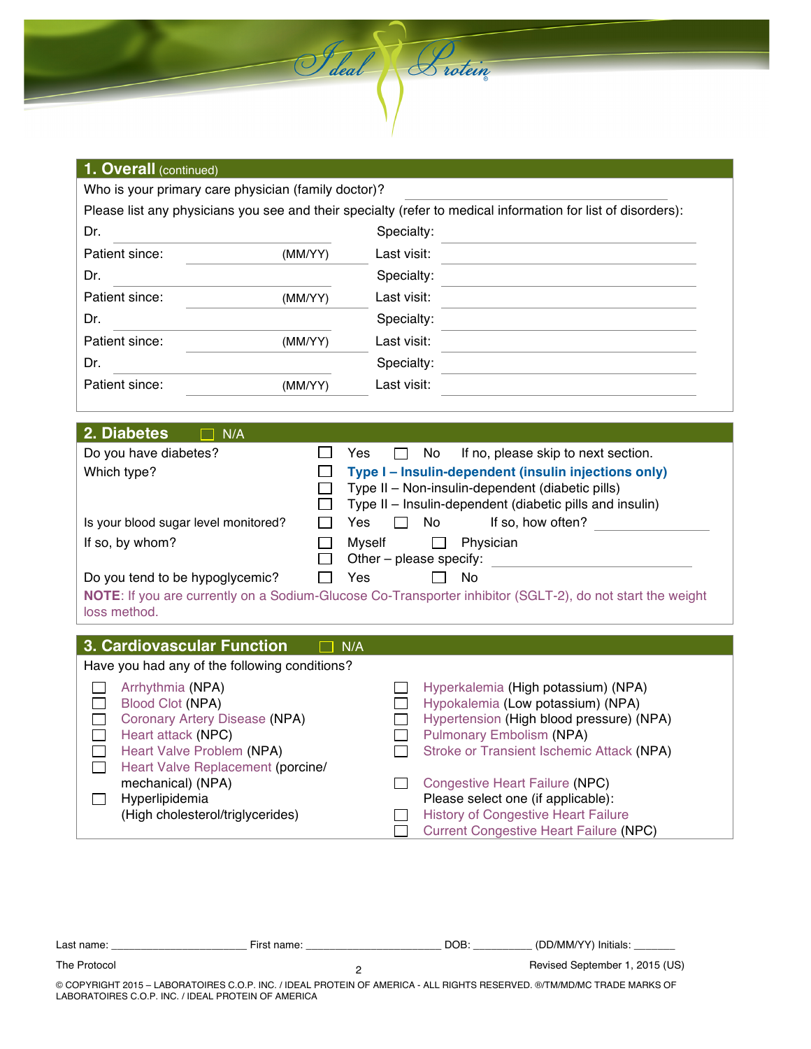## 1. Overall (continued)

Who is your primary care physician (family doctor)? ______________________________

Please list any physicians you see and their specialty (refer to medical information for list of disorders):

Dr. ______________________________ Specialty: ______________________________

Patient since: ______________ (MM/YY) Last visit: ______________________________

Dr. ______________________________ Specialty: ______________________________

Patient since: ______________ (MM/YY) Last visit: ______________________________

Dr. ______________________________ Specialty: ______________________________

Patient since: ______________ (MM/YY) Last visit: ______________________________

Dr. ______________________________ Specialty: ______________________________

Patient since: ______________ (MM/YY) Last visit: ______________________________

## 2. Diabetes ☐ N/A

Do you have diabetes? ☐ Yes ☐ No If no, please skip to next section.

Which type?
- ☐ **Type I – Insulin-dependent (insulin injections only)**
- ☐ Type II – Non-insulin-dependent (diabetic pills)
- ☐ Type II – Insulin-dependent (diabetic pills and insulin)

Is your blood sugar level monitored? ☐ Yes ☐ No If so, how often? ______________

If so, by whom? ☐ Myself ☐ Physician
☐ Other – please specify: ______________________________

Do you tend to be hypoglycemic? ☐ Yes ☐ No

**NOTE**: If you are currently on a Sodium-Glucose Co-Transporter inhibitor (SGLT-2), do not start the weight loss method.

## 3. Cardiovascular Function ☐ N/A

Have you had any of the following conditions?

- ☐ Arrhythmia (NPA)
- ☐ Blood Clot (NPA)
- ☐ Coronary Artery Disease (NPA)
- ☐ Heart attack (NPC)
- ☐ Heart Valve Problem (NPA)
- ☐ Heart Valve Replacement (porcine/ mechanical) (NPA)
- ☐ Hyperlipidemia (High cholesterol/triglycerides)
- ☐ Hyperkalemia (High potassium) (NPA)
- ☐ Hypokalemia (Low potassium) (NPA)
- ☐ Hypertension (High blood pressure) (NPA)
- ☐ Pulmonary Embolism (NPA)
- ☐ Stroke or Transient Ischemic Attack (NPA)
- ☐ Congestive Heart Failure (NPC)
  Please select one (if applicable):
  - ☐ History of Congestive Heart Failure
  - ☐ Current Congestive Heart Failure (NPC)

Last name: ______________________ First name: ______________________ DOB: __________ (DD/MM/YY) Initials: _______

The Protocol Revised September 1, 2015 (US)

© COPYRIGHT 2015 – LABORATOIRES C.O.P. INC. / IDEAL PROTEIN OF AMERICA - ALL RIGHTS RESERVED. ®/TM/MD/MC TRADE MARKS OF LABORATOIRES C.O.P. INC. / IDEAL PROTEIN OF AMERICA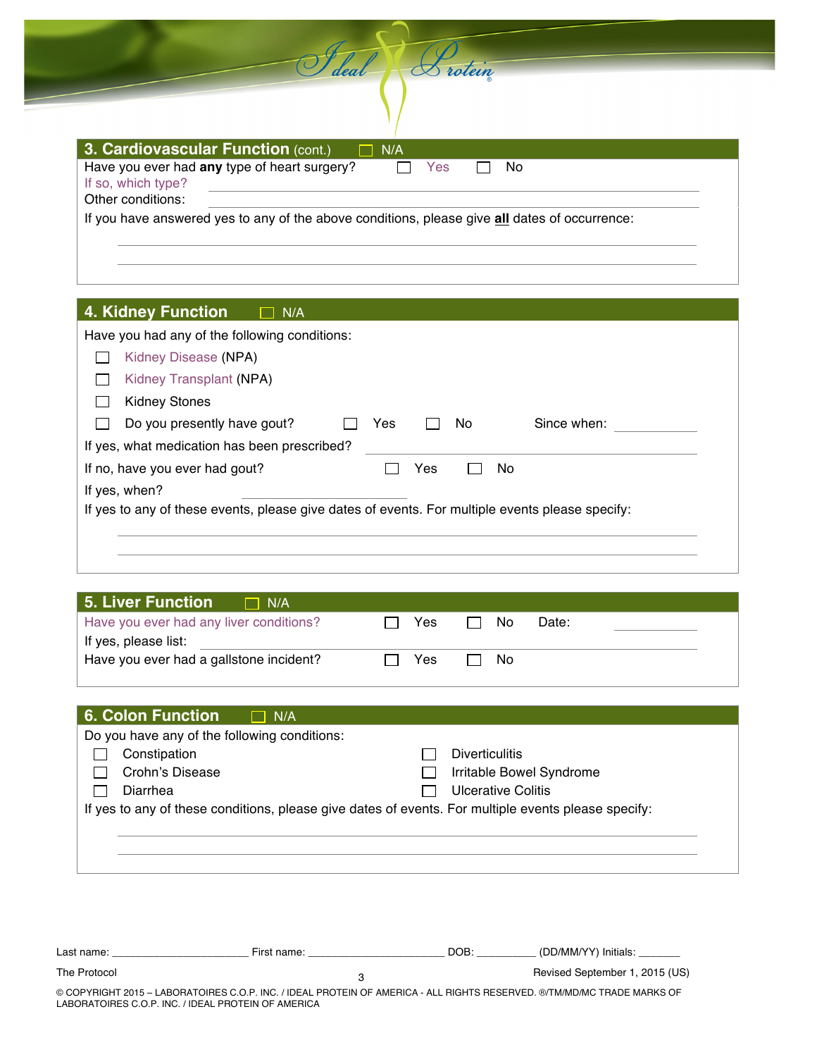## 3. Cardiovascular Function (cont.) ☐ N/A

Have you ever had **any** type of heart surgery? ☐ Yes ☐ No

If so, which type? ______________________________

Other conditions: ______________________________

If you have answered yes to any of the above conditions, please give **all** dates of occurrence:

______________________________

______________________________

## 4. Kidney Function ☐ N/A

Have you had any of the following conditions:

- ☐ Kidney Disease (NPA)
- ☐ Kidney Transplant (NPA)
- ☐ Kidney Stones
- ☐ Do you presently have gout? ☐ Yes ☐ No Since when: __________

If yes, what medication has been prescribed? ______________________________

If no, have you ever had gout? ☐ Yes ☐ No

If yes, when? ______________________________

If yes to any of these events, please give dates of events. For multiple events please specify:

______________________________

______________________________

## 5. Liver Function ☐ N/A

Have you ever had any liver conditions? ☐ Yes ☐ No Date: __________

If yes, please list: ______________________________

Have you ever had a gallstone incident? ☐ Yes ☐ No

## 6. Colon Function ☐ N/A

Do you have any of the following conditions:

- ☐ Constipation
- ☐ Crohn's Disease
- ☐ Diarrhea
- ☐ Diverticulitis
- ☐ Irritable Bowel Syndrome
- ☐ Ulcerative Colitis

If yes to any of these conditions, please give dates of events. For multiple events please specify:

______________________________

______________________________

Last name: ______________ First name: ______________ DOB: __________ (DD/MM/YY) Initials: _______

The Protocol

Revised September 1, 2015 (US)

© COPYRIGHT 2015 – LABORATOIRES C.O.P. INC. / IDEAL PROTEIN OF AMERICA - ALL RIGHTS RESERVED. ®/TM/MD/MC TRADE MARKS OF LABORATOIRES C.O.P. INC. / IDEAL PROTEIN OF AMERICA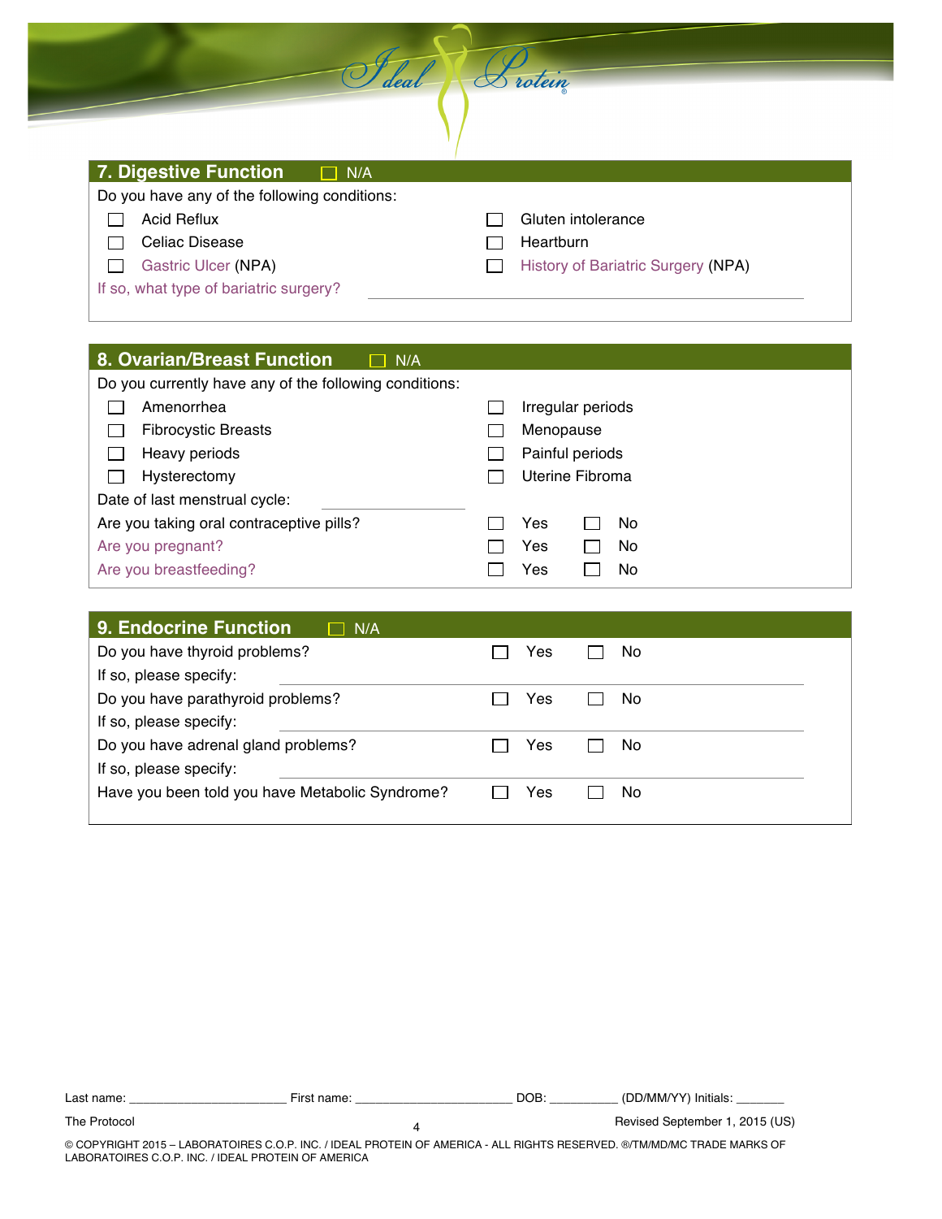## 7. Digestive Function ☐ N/A

Do you have any of the following conditions:

- ☐ Acid Reflux
- ☐ Gluten intolerance
- ☐ Celiac Disease
- ☐ Heartburn
- ☐ Gastric Ulcer (NPA)
- ☐ History of Bariatric Surgery (NPA)

If so, what type of bariatric surgery? ______________________________

## 8. Ovarian/Breast Function ☐ N/A

Do you currently have any of the following conditions:

- ☐ Amenorrhea
- ☐ Irregular periods
- ☐ Fibrocystic Breasts
- ☐ Menopause
- ☐ Heavy periods
- ☐ Painful periods
- ☐ Hysterectomy
- ☐ Uterine Fibroma

Date of last menstrual cycle: ______________________________

Are you taking oral contraceptive pills? ☐ Yes ☐ No

Are you pregnant? ☐ Yes ☐ No

Are you breastfeeding? ☐ Yes ☐ No

## 9. Endocrine Function ☐ N/A

Do you have thyroid problems? ☐ Yes ☐ No

If so, please specify: ______________________________

Do you have parathyroid problems? ☐ Yes ☐ No

If so, please specify: ______________________________

Do you have adrenal gland problems? ☐ Yes ☐ No

If so, please specify: ______________________________

Have you been told you have Metabolic Syndrome? ☐ Yes ☐ No

Last name: ______________________ First name: ______________________ DOB: __________ (DD/MM/YY) Initials: _______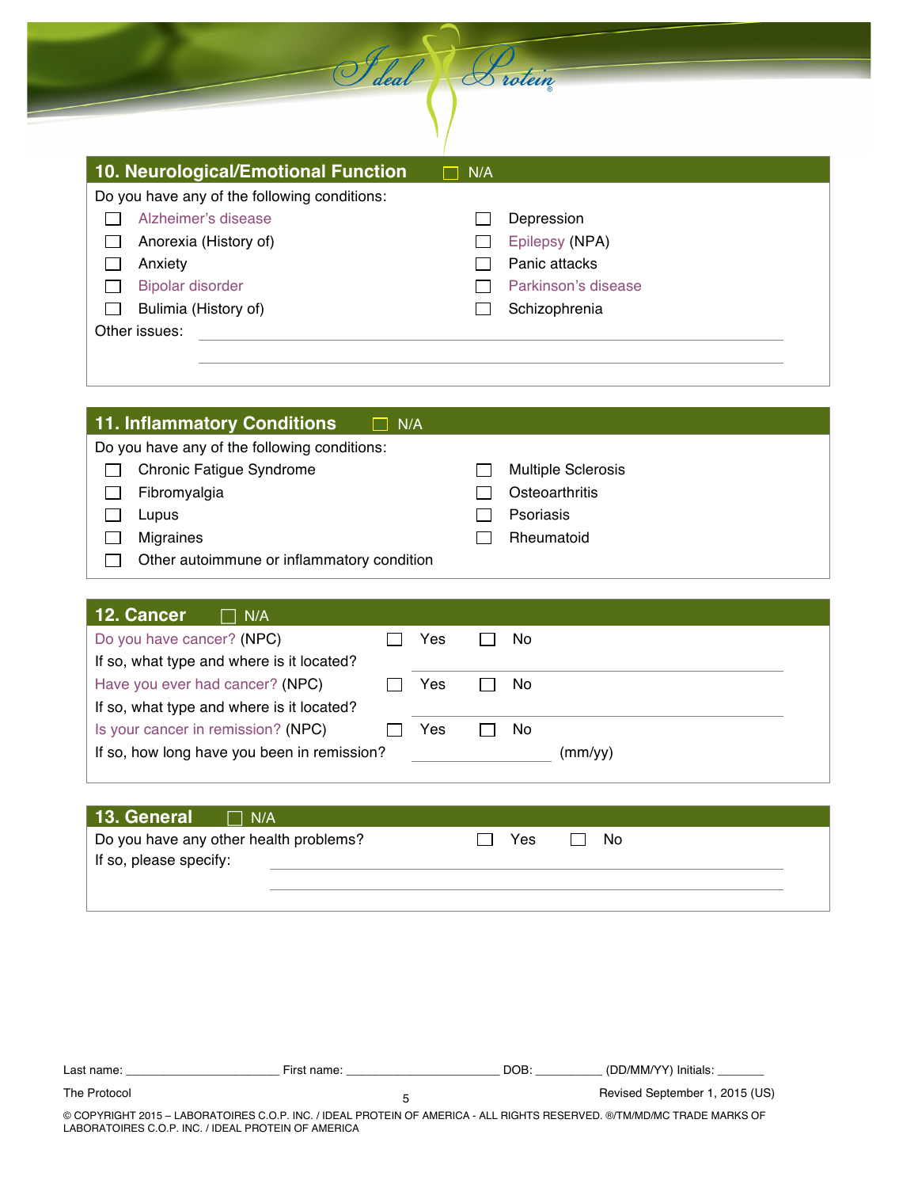## 10. Neurological/Emotional Function ☐ N/A

Do you have any of the following conditions:

- ☐ Alzheimer's disease
- ☐ Anorexia (History of)
- ☐ Anxiety
- ☐ Bipolar disorder
- ☐ Bulimia (History of)
- ☐ Depression
- ☐ Epilepsy (NPA)
- ☐ Panic attacks
- ☐ Parkinson's disease
- ☐ Schizophrenia

Other issues: ______________________________________________

______________________________________________

## 11. Inflammatory Conditions ☐ N/A

Do you have any of the following conditions:

- ☐ Chronic Fatigue Syndrome
- ☐ Fibromyalgia
- ☐ Lupus
- ☐ Migraines
- ☐ Other autoimmune or inflammatory condition
- ☐ Multiple Sclerosis
- ☐ Osteoarthritis
- ☐ Psoriasis
- ☐ Rheumatoid

## 12. Cancer ☐ N/A

Do you have cancer? (NPC) ☐ Yes ☐ No

If so, what type and where is it located? ______________________________

Have you ever had cancer? (NPC) ☐ Yes ☐ No

If so, what type and where is it located? ______________________________

Is your cancer in remission? (NPC) ☐ Yes ☐ No

If so, how long have you been in remission? ______________ (mm/yy)

## 13. General ☐ N/A

Do you have any other health problems? ☐ Yes ☐ No

If so, please specify: ______________________________________________

______________________________________________

Last name: ______________________ First name: ______________________ DOB: __________ (DD/MM/YY) Initials: _______

The Protocol

Revised September 1, 2015 (US)

© COPYRIGHT 2015 – LABORATOIRES C.O.P. INC. / IDEAL PROTEIN OF AMERICA - ALL RIGHTS RESERVED. ®/TM/MD/MC TRADE MARKS OF LABORATOIRES C.O.P. INC. / IDEAL PROTEIN OF AMERICA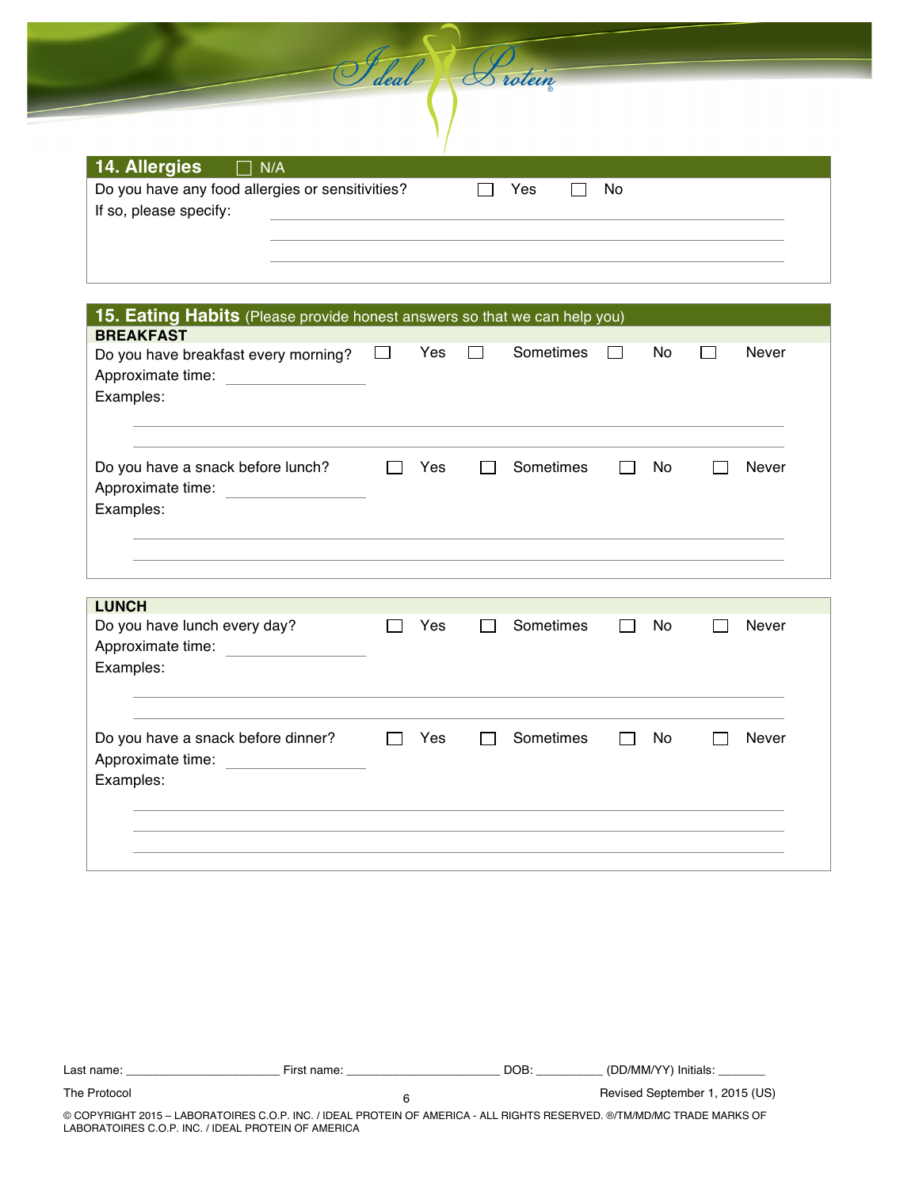## 14. Allergies ☐ N/A

Do you have any food allergies or sensitivities? ☐ Yes ☐ No

If so, please specify: ______________________________________________

______________________________________________

______________________________________________

## 15. Eating Habits (Please provide honest answers so that we can help you)

### BREAKFAST

Do you have breakfast every morning? ☐ Yes ☐ Sometimes ☐ No ☐ Never

Approximate time: ______________

Examples:

______________________________________________

______________________________________________

Do you have a snack before lunch? ☐ Yes ☐ Sometimes ☐ No ☐ Never

Approximate time: ______________

Examples:

______________________________________________

______________________________________________

### LUNCH

Do you have lunch every day? ☐ Yes ☐ Sometimes ☐ No ☐ Never

Approximate time: ______________

Examples:

______________________________________________

______________________________________________

Do you have a snack before dinner? ☐ Yes ☐ Sometimes ☐ No ☐ Never

Approximate time: ______________

Examples:

______________________________________________

______________________________________________

______________________________________________

Last name: ____________________ First name: ____________________ DOB: __________ (DD/MM/YY) Initials: _______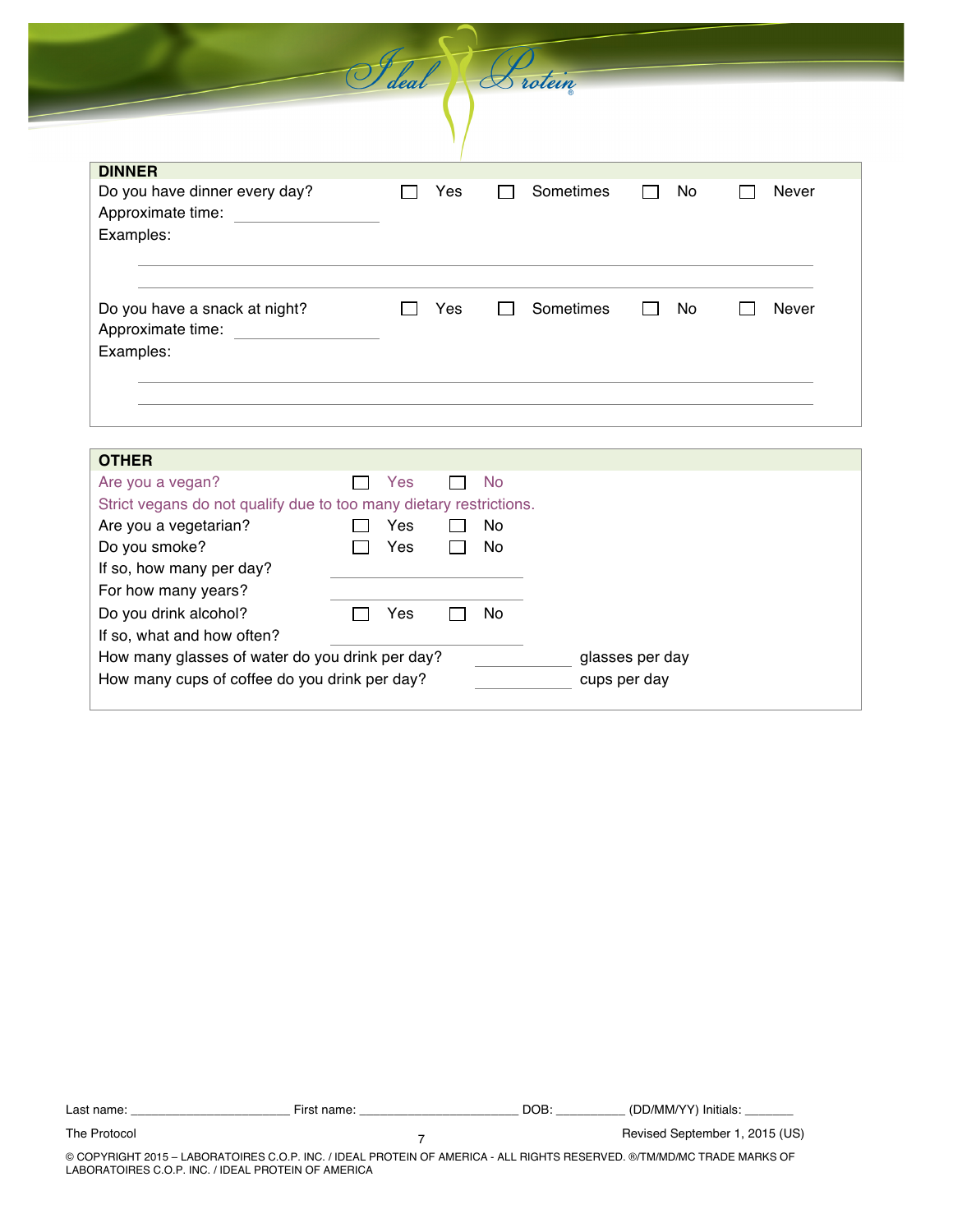## DINNER

Do you have dinner every day? ☐ Yes ☐ Sometimes ☐ No ☐ Never

Approximate time: ______________

Examples:

_______________________________________________

_______________________________________________

Do you have a snack at night? ☐ Yes ☐ Sometimes ☐ No ☐ Never

Approximate time: ______________

Examples:

_______________________________________________

_______________________________________________

## OTHER

Are you a vegan? ☐ Yes ☐ No

Strict vegans do not qualify due to too many dietary restrictions.

Are you a vegetarian? ☐ Yes ☐ No

Do you smoke? ☐ Yes ☐ No

If so, how many per day? ______________

For how many years? ______________

Do you drink alcohol? ☐ Yes ☐ No

If so, what and how often? ______________

How many glasses of water do you drink per day? __________ glasses per day

How many cups of coffee do you drink per day? __________ cups per day

Last name: ____________________ First name: ____________________ DOB: __________ (DD/MM/YY) Initials: _______

The Protocol

Revised September 1, 2015 (US)

© COPYRIGHT 2015 – LABORATOIRES C.O.P. INC. / IDEAL PROTEIN OF AMERICA - ALL RIGHTS RESERVED. ®/TM/MD/MC TRADE MARKS OF LABORATOIRES C.O.P. INC. / IDEAL PROTEIN OF AMERICA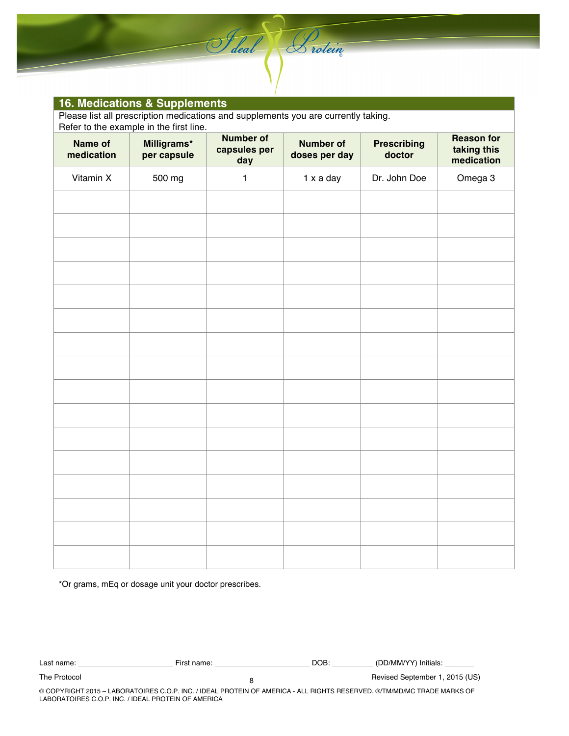## 16. Medications & Supplements

Please list all prescription medications and supplements you are currently taking.
Refer to the example in the first line.

| Name of medication | Milligrams* per capsule | Number of capsules per day | Number of doses per day | Prescribing doctor | Reason for taking this medication |
|---|---|---|---|---|---|
| Vitamin X | 500 mg | 1 | 1 x a day | Dr. John Doe | Omega 3 |
| | | | | | |
| | | | | | |
| | | | | | |
| | | | | | |
| | | | | | |
| | | | | | |
| | | | | | |
| | | | | | |
| | | | | | |
| | | | | | |
| | | | | | |
| | | | | | |
| | | | | | |
| | | | | | |
| | | | | | |
| | | | | | |

*Or grams, mEq or dosage unit your doctor prescribes.

Last name: ______________________ First name: ______________________ DOB: __________ (DD/MM/YY) Initials: _______

The Protocol

Revised September 1, 2015 (US)

© COPYRIGHT 2015 – LABORATOIRES C.O.P. INC. / IDEAL PROTEIN OF AMERICA - ALL RIGHTS RESERVED. ®/TM/MD/MC TRADE MARKS OF LABORATOIRES C.O.P. INC. / IDEAL PROTEIN OF AMERICA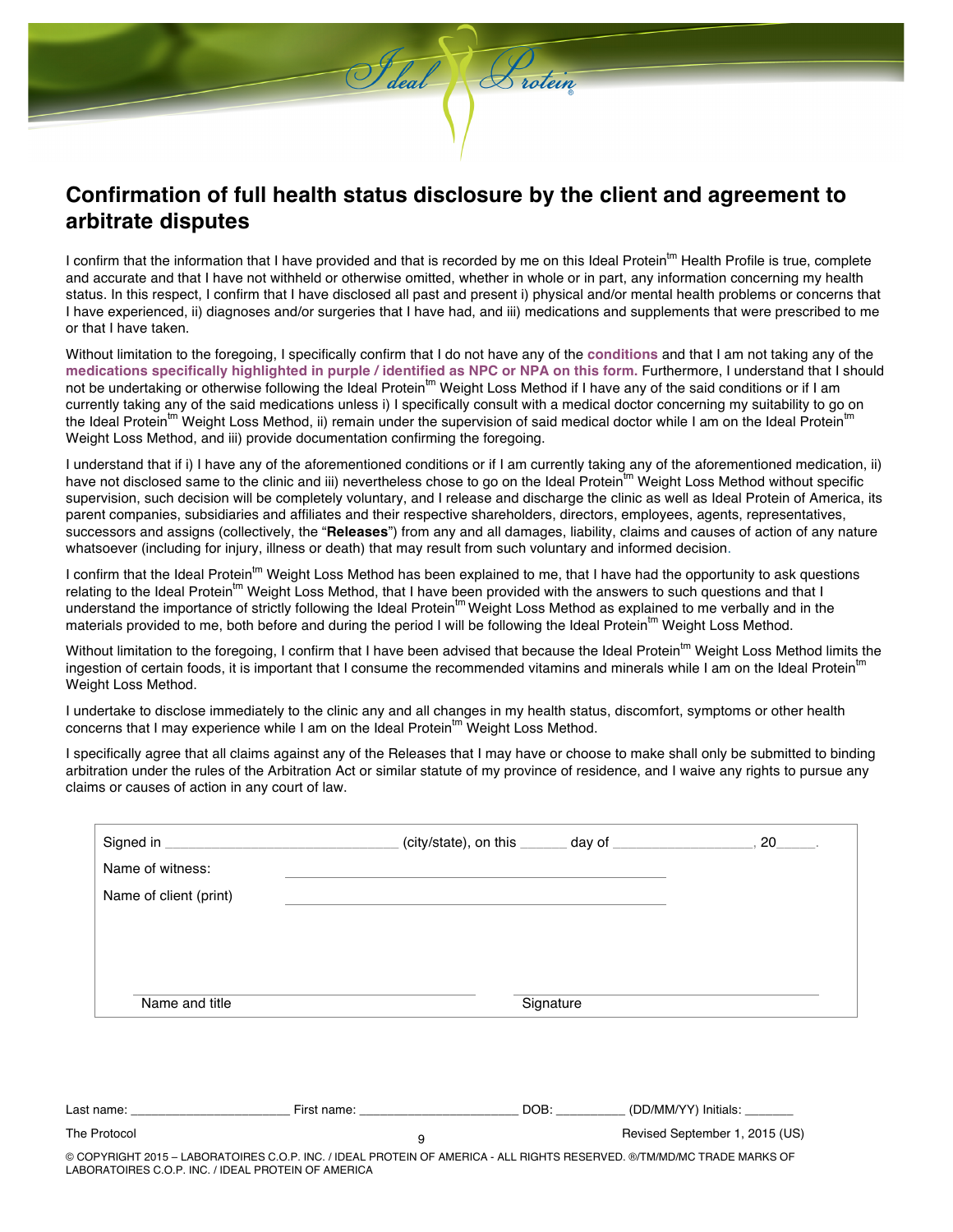# Confirmation of full health status disclosure by the client and agreement to arbitrate disputes

I confirm that the information that I have provided and that is recorded by me on this Ideal Protein[tm] Health Profile is true, complete and accurate and that I have not withheld or otherwise omitted, whether in whole or in part, any information concerning my health status. In this respect, I confirm that I have disclosed all past and present i) physical and/or mental health problems or concerns that I have experienced, ii) diagnoses and/or surgeries that I have had, and iii) medications and supplements that were prescribed to me or that I have taken.

Without limitation to the foregoing, I specifically confirm that I do not have any of the **conditions** and that I am not taking any of the **medications specifically highlighted in purple / identified as NPC or NPA on this form.** Furthermore, I understand that I should not be undertaking or otherwise following the Ideal Protein[tm] Weight Loss Method if I have any of the said conditions or if I am currently taking any of the said medications unless i) I specifically consult with a medical doctor concerning my suitability to go on the Ideal Protein[tm] Weight Loss Method, ii) remain under the supervision of said medical doctor while I am on the Ideal Protein[tm] Weight Loss Method, and iii) provide documentation confirming the foregoing.

I understand that if i) I have any of the aforementioned conditions or if I am currently taking any of the aforementioned medication, ii) have not disclosed same to the clinic and iii) nevertheless chose to go on the Ideal Protein[tm] Weight Loss Method without specific supervision, such decision will be completely voluntary, and I release and discharge the clinic as well as Ideal Protein of America, its parent companies, subsidiaries and affiliates and their respective shareholders, directors, officers, employees, agents, representatives, successors and assigns (collectively, the "**Releases**") from any and all damages, liability, claims and causes of action of any nature whatsoever (including for injury, illness or death) that may result from such voluntary and informed decision.

I confirm that the Ideal Protein[tm] Weight Loss Method has been explained to me, that I have had the opportunity to ask questions relating to the Ideal Protein[tm] Weight Loss Method, that I have been provided with the answers to such questions and that I understand the importance of strictly following the Ideal Protein[tm] Weight Loss Method as explained to me verbally and in the materials provided to me, both before and during the period I will be following the Ideal Protein[tm] Weight Loss Method.

Without limitation to the foregoing, I confirm that I have been advised that because the Ideal Protein[tm] Weight Loss Method limits the ingestion of certain foods, it is important that I consume the recommended vitamins and minerals while I am on the Ideal Protein[tm] Weight Loss Method.

I undertake to disclose immediately to the clinic any and all changes in my health status, discomfort, symptoms or other health concerns that I may experience while I am on the Ideal Protein[tm] Weight Loss Method.

I specifically agree that all claims against any of the Releases that I may have or choose to make shall only be submitted to binding arbitration under the rules of the Arbitration Act or similar statute of my province of residence, and I waive any rights to pursue any claims or causes of action in any court of law.

Signed in ______________________________ (city/state), on this ______ day of __________________, 20_____.

Name of witness: ______________________________

Name of client (print) ______________________________

______________________________ Name and title

______________________________ Signature

Last name: ______________________ First name: ______________________ DOB: __________ (DD/MM/YY) Initials: _______

The Protocol

Revised September 1, 2015 (US)

© COPYRIGHT 2015 – LABORATOIRES C.O.P. INC. / IDEAL PROTEIN OF AMERICA - ALL RIGHTS RESERVED. ®/TM/MD/MC TRADE MARKS OF LABORATOIRES C.O.P. INC. / IDEAL PROTEIN OF AMERICA